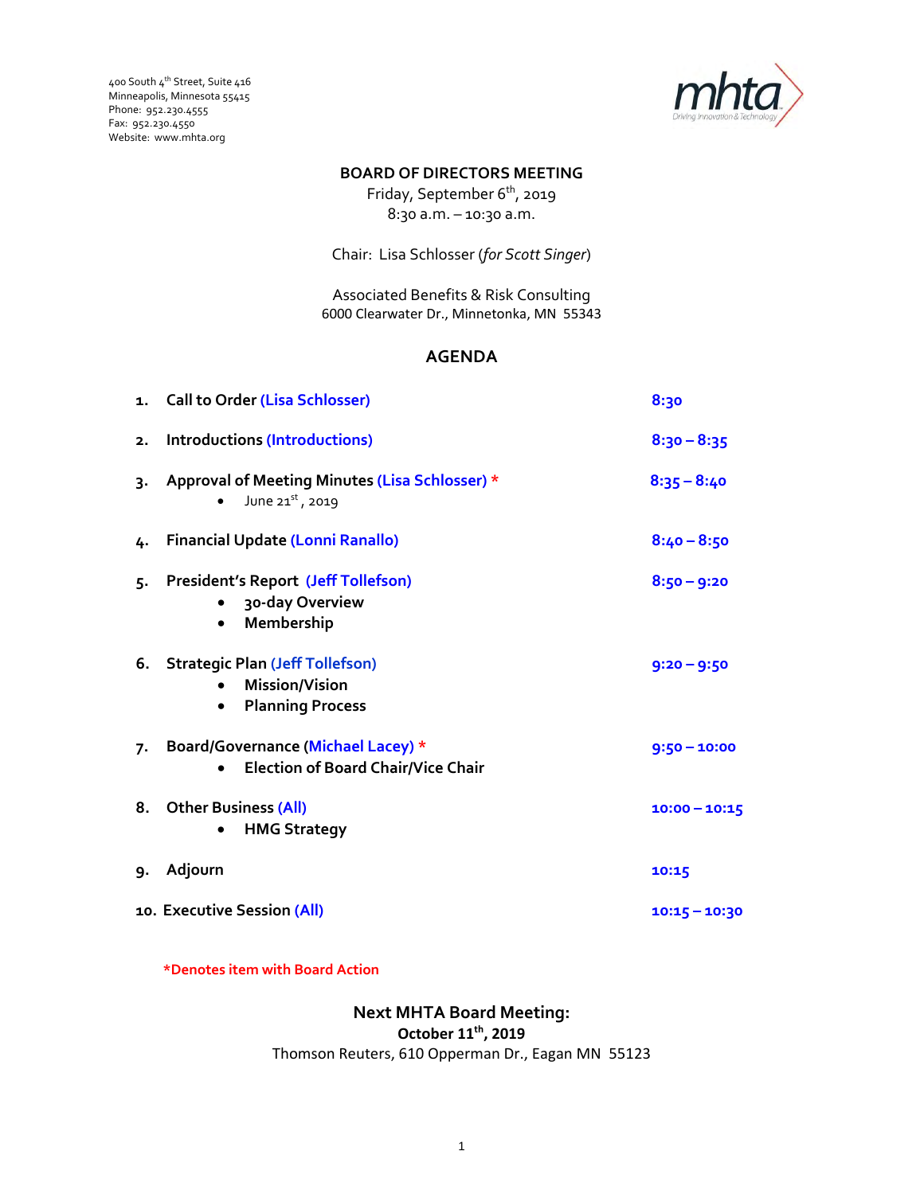400 South 4th Street, Suite 416
Minneapolis, Minnesota 55415
Phone: 952.230.4555
Fax: 952.230.4550
Website: www.mhta.org

**BOARD OF DIRECTORS MEETING**
Friday, September 6th, 2019
8:30 a.m. – 10:30 a.m.

Chair: Lisa Schlosser (*for Scott Singer*)

Associated Benefits & Risk Consulting
6000 Clearwater Dr., Minnetonka, MN 55343

## AGENDA

| | Item | Time |
|---|---|---|
| 1. | **Call to Order (Lisa Schlosser)** | 8:30 |
| 2. | **Introductions (Introductions)** | 8:30 – 8:35 |
| 3. | **Approval of Meeting Minutes (Lisa Schlosser) *** <br> • June 21st, 2019 | 8:35 – 8:40 |
| 4. | **Financial Update (Lonni Ranallo)** | 8:40 – 8:50 |
| 5. | **President's Report (Jeff Tollefson)** <br> • **30-day Overview** <br> • **Membership** | 8:50 – 9:20 |
| 6. | **Strategic Plan (Jeff Tollefson)** <br> • **Mission/Vision** <br> • **Planning Process** | 9:20 – 9:50 |
| 7. | **Board/Governance (Michael Lacey) *** <br> • **Election of Board Chair/Vice Chair** | 9:50 – 10:00 |
| 8. | **Other Business (All)** <br> • **HMG Strategy** | 10:00 – 10:15 |
| 9. | **Adjourn** | 10:15 |
| 10. | **Executive Session (All)** | 10:15 – 10:30 |

***Denotes item with Board Action**

**Next MHTA Board Meeting:**
**October 11th, 2019**
Thomson Reuters, 610 Opperman Dr., Eagan MN 55123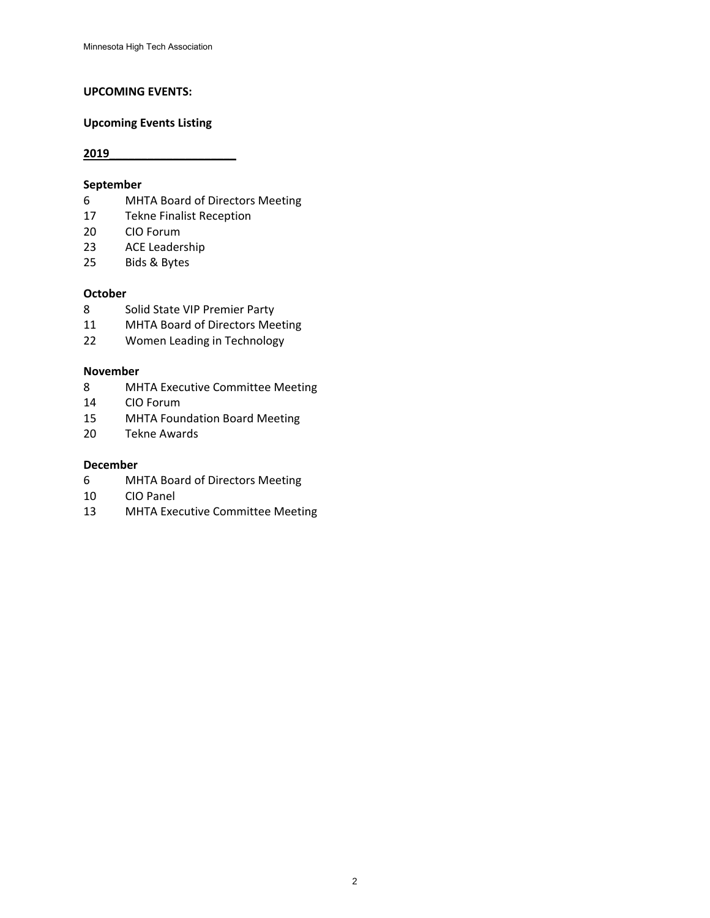**UPCOMING EVENTS:**

**Upcoming Events Listing**

**2019**

**September**

6 MHTA Board of Directors Meeting
17 Tekne Finalist Reception
20 CIO Forum
23 ACE Leadership
25 Bids & Bytes

**October**

8 Solid State VIP Premier Party
11 MHTA Board of Directors Meeting
22 Women Leading in Technology

**November**

8 MHTA Executive Committee Meeting
14 CIO Forum
15 MHTA Foundation Board Meeting
20 Tekne Awards

**December**

6 MHTA Board of Directors Meeting
10 CIO Panel
13 MHTA Executive Committee Meeting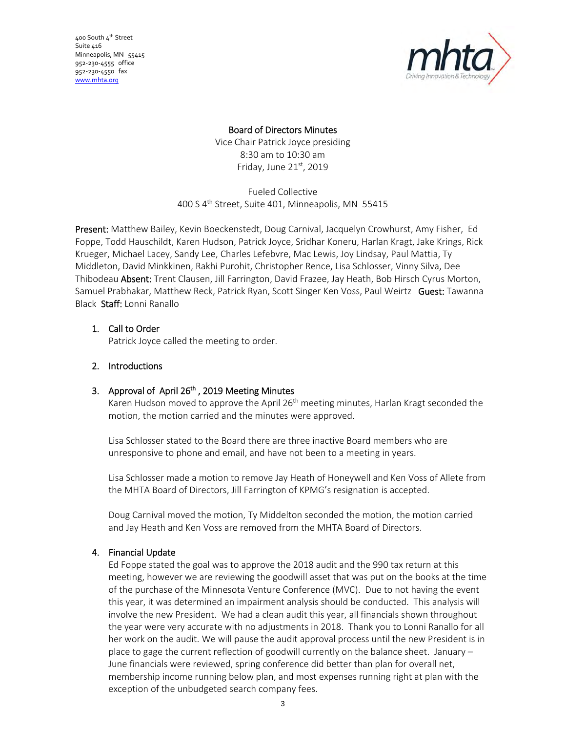400 South 4th Street
Suite 416
Minneapolis, MN 55415
952-230-4555 office
952-230-4550 fax
www.mhta.org

**Board of Directors Minutes**
Vice Chair Patrick Joyce presiding
8:30 am to 10:30 am
Friday, June 21st, 2019

Fueled Collective
400 S 4th Street, Suite 401, Minneapolis, MN 55415

**Present:** Matthew Bailey, Kevin Boeckenstedt, Doug Carnival, Jacquelyn Crowhurst, Amy Fisher, Ed Foppe, Todd Hauschildt, Karen Hudson, Patrick Joyce, Sridhar Koneru, Harlan Kragt, Jake Krings, Rick Krueger, Michael Lacey, Sandy Lee, Charles Lefebvre, Mac Lewis, Joy Lindsay, Paul Mattia, Ty Middleton, David Minkkinen, Rakhi Purohit, Christopher Rence, Lisa Schlosser, Vinny Silva, Dee Thibodeau **Absent:** Trent Clausen, Jill Farrington, David Frazee, Jay Heath, Bob Hirsch Cyrus Morton, Samuel Prabhakar, Matthew Reck, Patrick Ryan, Scott Singer Ken Voss, Paul Weirtz **Guest:** Tawanna Black **Staff:** Lonni Ranallo

1. **Call to Order**
   Patrick Joyce called the meeting to order.

2. **Introductions**

3. **Approval of April 26th, 2019 Meeting Minutes**
   Karen Hudson moved to approve the April 26th meeting minutes, Harlan Kragt seconded the motion, the motion carried and the minutes were approved.

   Lisa Schlosser stated to the Board there are three inactive Board members who are unresponsive to phone and email, and have not been to a meeting in years.

   Lisa Schlosser made a motion to remove Jay Heath of Honeywell and Ken Voss of Allete from the MHTA Board of Directors, Jill Farrington of KPMG's resignation is accepted.

   Doug Carnival moved the motion, Ty Middelton seconded the motion, the motion carried and Jay Heath and Ken Voss are removed from the MHTA Board of Directors.

4. **Financial Update**
   Ed Foppe stated the goal was to approve the 2018 audit and the 990 tax return at this meeting, however we are reviewing the goodwill asset that was put on the books at the time of the purchase of the Minnesota Venture Conference (MVC). Due to not having the event this year, it was determined an impairment analysis should be conducted. This analysis will involve the new President. We had a clean audit this year, all financials shown throughout the year were very accurate with no adjustments in 2018. Thank you to Lonni Ranallo for all her work on the audit. We will pause the audit approval process until the new President is in place to gage the current reflection of goodwill currently on the balance sheet. January – June financials were reviewed, spring conference did better than plan for overall net, membership income running below plan, and most expenses running right at plan with the exception of the unbudgeted search company fees.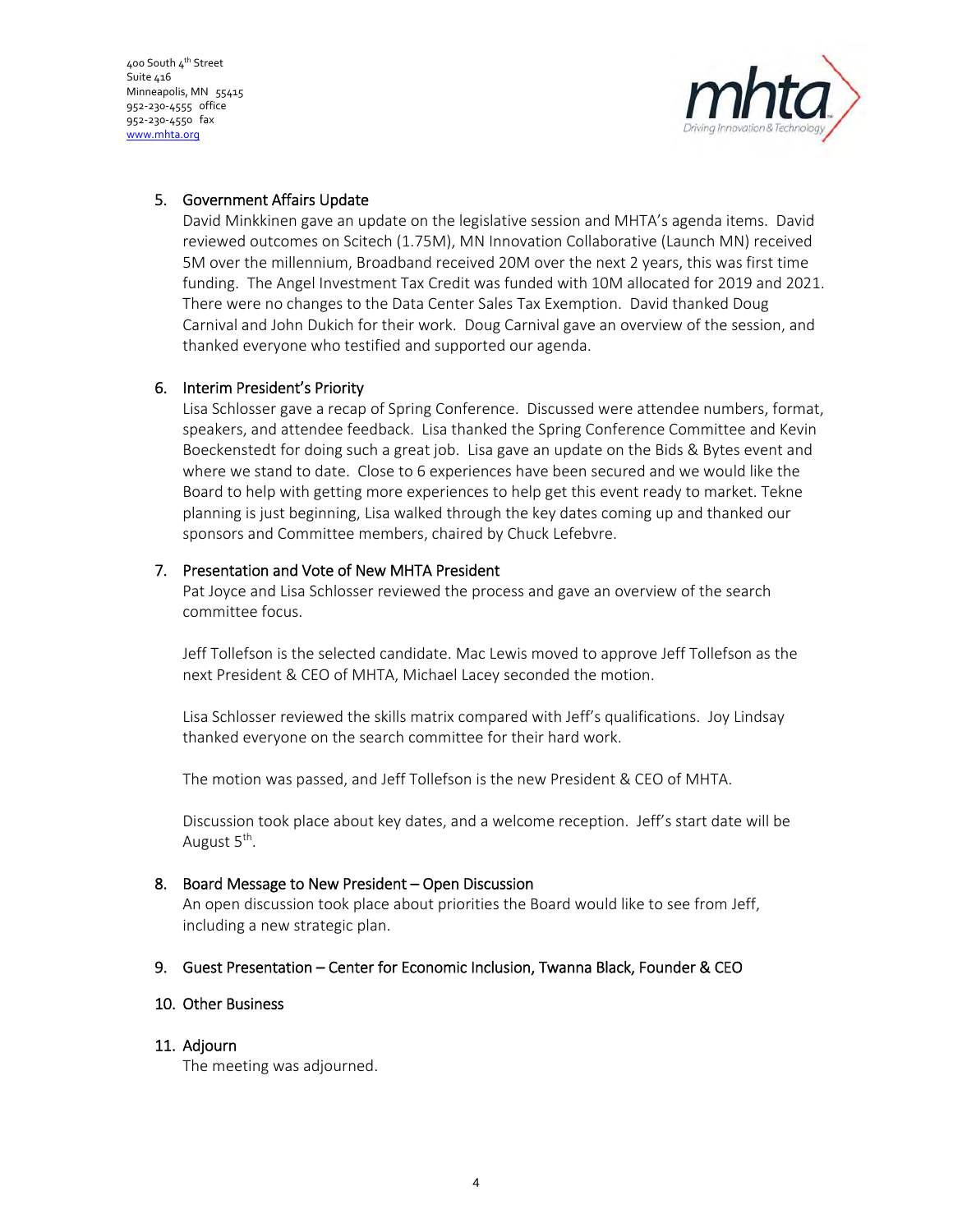400 South 4th Street
Suite 416
Minneapolis, MN 55415
952-230-4555 office
952-230-4550 fax
www.mhta.org

5. Government Affairs Update

David Minkkinen gave an update on the legislative session and MHTA's agenda items. David reviewed outcomes on Scitech (1.75M), MN Innovation Collaborative (Launch MN) received 5M over the millennium, Broadband received 20M over the next 2 years, this was first time funding. The Angel Investment Tax Credit was funded with 10M allocated for 2019 and 2021. There were no changes to the Data Center Sales Tax Exemption. David thanked Doug Carnival and John Dukich for their work. Doug Carnival gave an overview of the session, and thanked everyone who testified and supported our agenda.

6. Interim President's Priority

Lisa Schlosser gave a recap of Spring Conference. Discussed were attendee numbers, format, speakers, and attendee feedback. Lisa thanked the Spring Conference Committee and Kevin Boeckenstedt for doing such a great job. Lisa gave an update on the Bids & Bytes event and where we stand to date. Close to 6 experiences have been secured and we would like the Board to help with getting more experiences to help get this event ready to market. Tekne planning is just beginning, Lisa walked through the key dates coming up and thanked our sponsors and Committee members, chaired by Chuck Lefebvre.

7. Presentation and Vote of New MHTA President

Pat Joyce and Lisa Schlosser reviewed the process and gave an overview of the search committee focus.

Jeff Tollefson is the selected candidate. Mac Lewis moved to approve Jeff Tollefson as the next President & CEO of MHTA, Michael Lacey seconded the motion.

Lisa Schlosser reviewed the skills matrix compared with Jeff's qualifications. Joy Lindsay thanked everyone on the search committee for their hard work.

The motion was passed, and Jeff Tollefson is the new President & CEO of MHTA.

Discussion took place about key dates, and a welcome reception. Jeff's start date will be August 5th.

8. Board Message to New President – Open Discussion

An open discussion took place about priorities the Board would like to see from Jeff, including a new strategic plan.

9. Guest Presentation – Center for Economic Inclusion, Twanna Black, Founder & CEO

10. Other Business

11. Adjourn

The meeting was adjourned.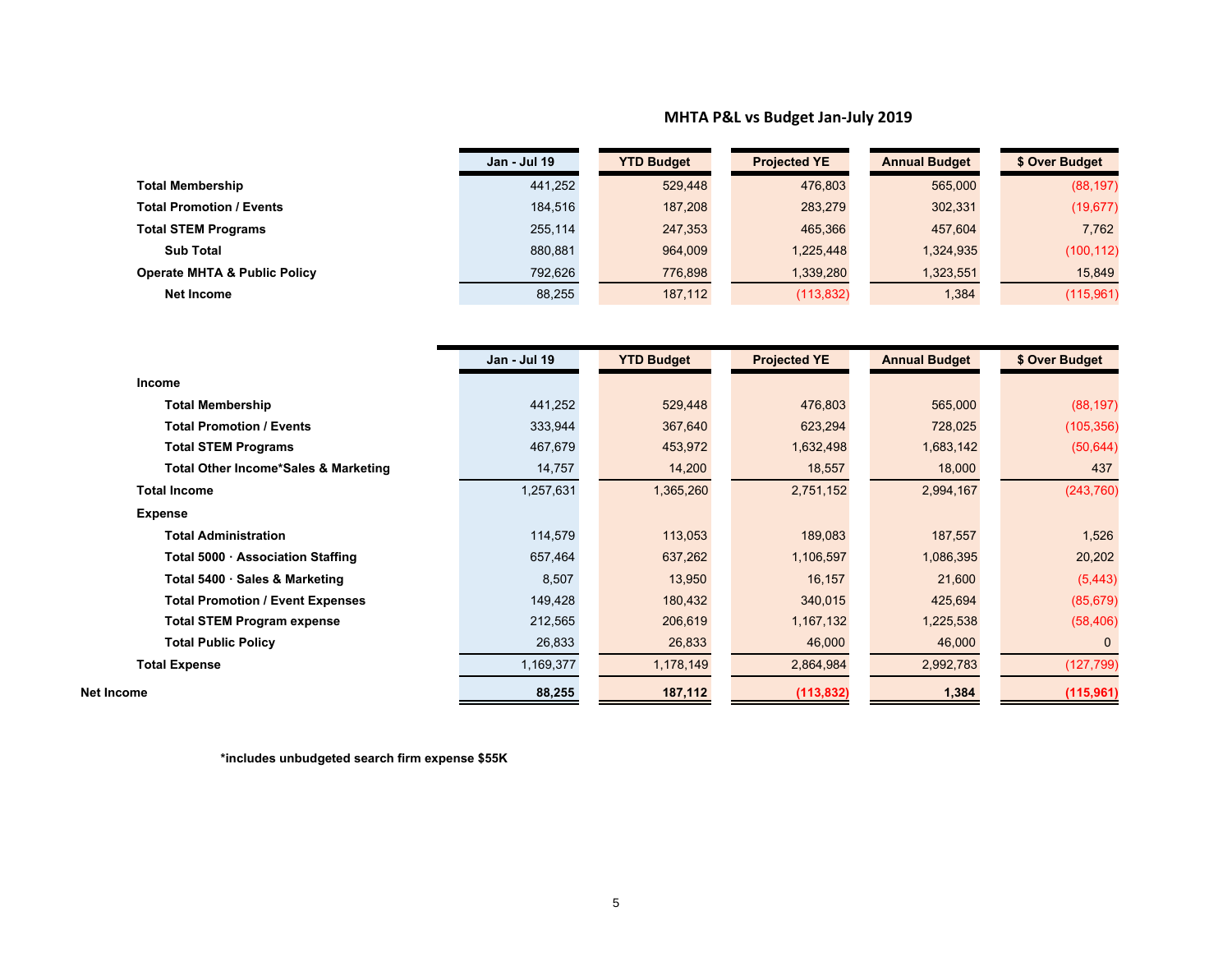# MHTA P&L vs Budget Jan-July 2019

| | Jan - Jul 19 | YTD Budget | Projected YE | Annual Budget | $ Over Budget |
|---|---|---|---|---|---|
| **Total Membership** | 441,252 | 529,448 | 476,803 | 565,000 | (88,197) |
| **Total Promotion / Events** | 184,516 | 187,208 | 283,279 | 302,331 | (19,677) |
| **Total STEM Programs** | 255,114 | 247,353 | 465,366 | 457,604 | 7,762 |
| **Sub Total** | 880,881 | 964,009 | 1,225,448 | 1,324,935 | (100,112) |
| **Operate MHTA & Public Policy** | 792,626 | 776,898 | 1,339,280 | 1,323,551 | 15,849 |
| **Net Income** | 88,255 | 187,112 | (113,832) | 1,384 | (115,961) |

| | Jan - Jul 19 | YTD Budget | Projected YE | Annual Budget | $ Over Budget |
|---|---|---|---|---|---|
| **Income** | | | | | |
| **Total Membership** | 441,252 | 529,448 | 476,803 | 565,000 | (88,197) |
| **Total Promotion / Events** | 333,944 | 367,640 | 623,294 | 728,025 | (105,356) |
| **Total STEM Programs** | 467,679 | 453,972 | 1,632,498 | 1,683,142 | (50,644) |
| **Total Other Income*Sales & Marketing** | 14,757 | 14,200 | 18,557 | 18,000 | 437 |
| **Total Income** | 1,257,631 | 1,365,260 | 2,751,152 | 2,994,167 | (243,760) |
| **Expense** | | | | | |
| **Total Administration** | 114,579 | 113,053 | 189,083 | 187,557 | 1,526 |
| **Total 5000 · Association Staffing** | 657,464 | 637,262 | 1,106,597 | 1,086,395 | 20,202 |
| **Total 5400 · Sales & Marketing** | 8,507 | 13,950 | 16,157 | 21,600 | (5,443) |
| **Total Promotion / Event Expenses** | 149,428 | 180,432 | 340,015 | 425,694 | (85,679) |
| **Total STEM Program expense** | 212,565 | 206,619 | 1,167,132 | 1,225,538 | (58,406) |
| **Total Public Policy** | 26,833 | 26,833 | 46,000 | 46,000 | 0 |
| **Total Expense** | 1,169,377 | 1,178,149 | 2,864,984 | 2,992,783 | (127,799) |
| **Net Income** | **88,255** | **187,112** | **(113,832)** | **1,384** | **(115,961)** |

***includes unbudgeted search firm expense $55K**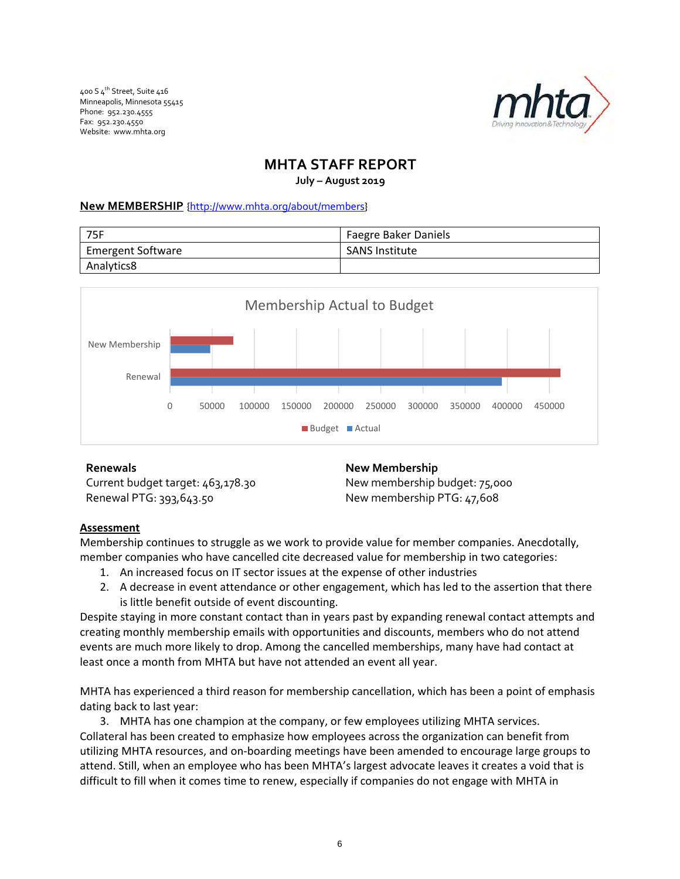400 S 4th Street, Suite 416
Minneapolis, Minnesota 55415
Phone: 952.230.4555
Fax: 952.230.4550
Website: www.mhta.org

# MHTA STAFF REPORT

**July – August 2019**

## New MEMBERSHIP {http://www.mhta.org/about/members}

| 75F | Faegre Baker Daniels |
|---|---|
| Emergent Software | SANS Institute |
| Analytics8 | |

Membership Actual to Budget

New Membership
Renewal

0 50000 100000 150000 200000 250000 300000 350000 400000 450000

Budget Actual

**Renewals**
Current budget target: 463,178.30
Renewal PTG: 393,643.50

**New Membership**
New membership budget: 75,000
New membership PTG: 47,608

## Assessment

Membership continues to struggle as we work to provide value for member companies. Anecdotally, member companies who have cancelled cite decreased value for membership in two categories:

1. An increased focus on IT sector issues at the expense of other industries
2. A decrease in event attendance or other engagement, which has led to the assertion that there is little benefit outside of event discounting.

Despite staying in more constant contact than in years past by expanding renewal contact attempts and creating monthly membership emails with opportunities and discounts, members who do not attend events are much more likely to drop. Among the cancelled memberships, many have had contact at least once a month from MHTA but have not attended an event all year.

MHTA has experienced a third reason for membership cancellation, which has been a point of emphasis dating back to last year:

3. MHTA has one champion at the company, or few employees utilizing MHTA services.

Collateral has been created to emphasize how employees across the organization can benefit from utilizing MHTA resources, and on-boarding meetings have been amended to encourage large groups to attend. Still, when an employee who has been MHTA's largest advocate leaves it creates a void that is difficult to fill when it comes time to renew, especially if companies do not engage with MHTA in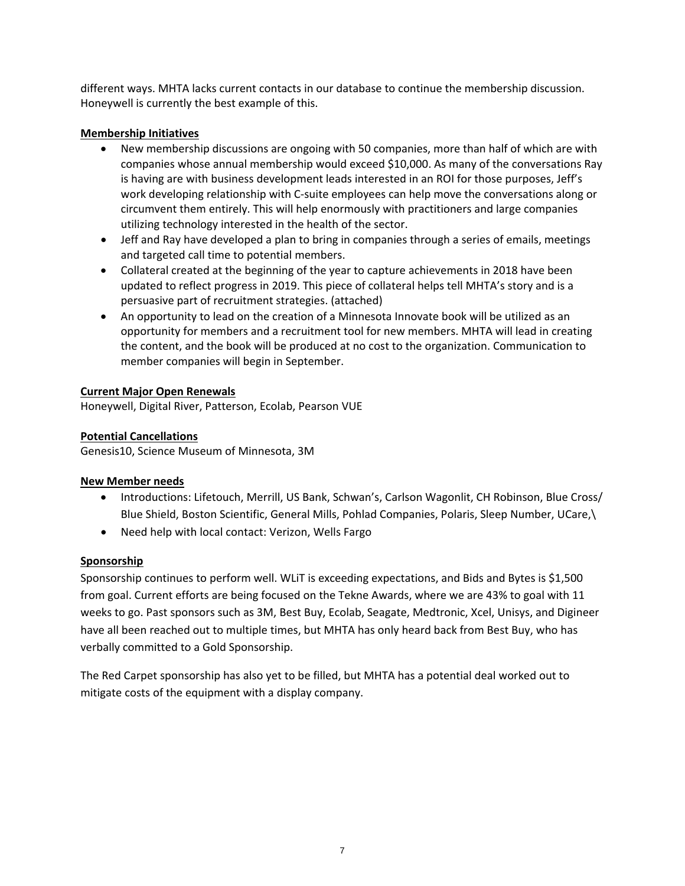different ways. MHTA lacks current contacts in our database to continue the membership discussion. Honeywell is currently the best example of this.

**Membership Initiatives**

- New membership discussions are ongoing with 50 companies, more than half of which are with companies whose annual membership would exceed $10,000. As many of the conversations Ray is having are with business development leads interested in an ROI for those purposes, Jeff's work developing relationship with C-suite employees can help move the conversations along or circumvent them entirely. This will help enormously with practitioners and large companies utilizing technology interested in the health of the sector.
- Jeff and Ray have developed a plan to bring in companies through a series of emails, meetings and targeted call time to potential members.
- Collateral created at the beginning of the year to capture achievements in 2018 have been updated to reflect progress in 2019. This piece of collateral helps tell MHTA's story and is a persuasive part of recruitment strategies. (attached)
- An opportunity to lead on the creation of a Minnesota Innovate book will be utilized as an opportunity for members and a recruitment tool for new members. MHTA will lead in creating the content, and the book will be produced at no cost to the organization. Communication to member companies will begin in September.

**Current Major Open Renewals**

Honeywell, Digital River, Patterson, Ecolab, Pearson VUE

**Potential Cancellations**

Genesis10, Science Museum of Minnesota, 3M

**New Member needs**

- Introductions: Lifetouch, Merrill, US Bank, Schwan's, Carlson Wagonlit, CH Robinson, Blue Cross/ Blue Shield, Boston Scientific, General Mills, Pohlad Companies, Polaris, Sleep Number, UCare,\
- Need help with local contact: Verizon, Wells Fargo

**Sponsorship**

Sponsorship continues to perform well. WLiT is exceeding expectations, and Bids and Bytes is $1,500 from goal. Current efforts are being focused on the Tekne Awards, where we are 43% to goal with 11 weeks to go. Past sponsors such as 3M, Best Buy, Ecolab, Seagate, Medtronic, Xcel, Unisys, and Digineer have all been reached out to multiple times, but MHTA has only heard back from Best Buy, who has verbally committed to a Gold Sponsorship.

The Red Carpet sponsorship has also yet to be filled, but MHTA has a potential deal worked out to mitigate costs of the equipment with a display company.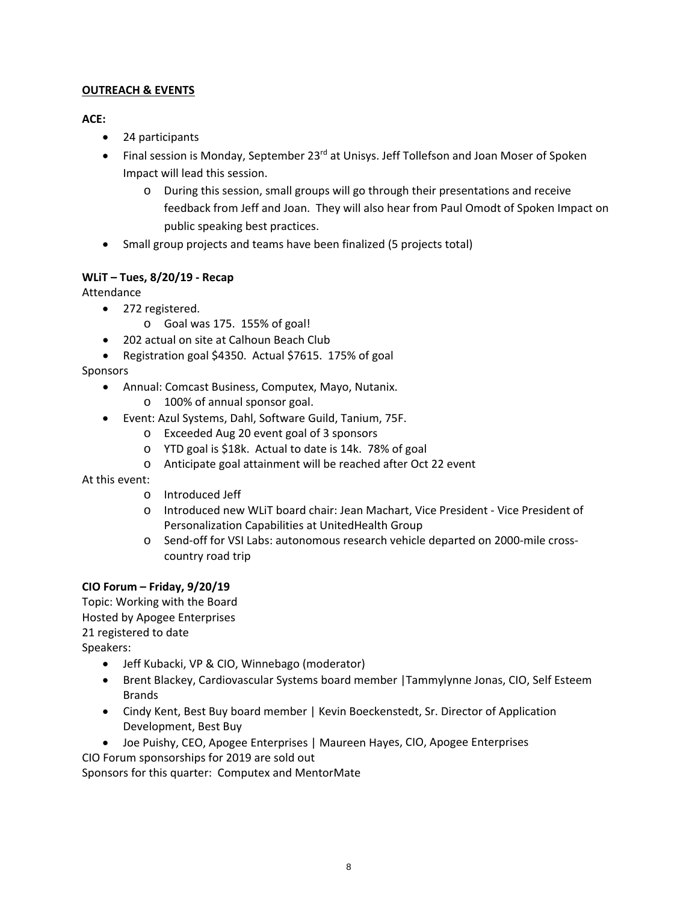## **OUTREACH & EVENTS**

**ACE:**

- 24 participants
- Final session is Monday, September 23rd at Unisys. Jeff Tollefson and Joan Moser of Spoken Impact will lead this session.
  - During this session, small groups will go through their presentations and receive feedback from Jeff and Joan. They will also hear from Paul Omodt of Spoken Impact on public speaking best practices.
- Small group projects and teams have been finalized (5 projects total)

**WLiT – Tues, 8/20/19 - Recap**

Attendance

- 272 registered.
  - Goal was 175. 155% of goal!
- 202 actual on site at Calhoun Beach Club
- Registration goal $4350. Actual $7615. 175% of goal

Sponsors

- Annual: Comcast Business, Computex, Mayo, Nutanix.
  - 100% of annual sponsor goal.
- Event: Azul Systems, Dahl, Software Guild, Tanium, 75F.
  - Exceeded Aug 20 event goal of 3 sponsors
  - YTD goal is $18k. Actual to date is 14k. 78% of goal
  - Anticipate goal attainment will be reached after Oct 22 event

At this event:

- Introduced Jeff
- Introduced new WLiT board chair: Jean Machart, Vice President - Vice President of Personalization Capabilities at UnitedHealth Group
- Send-off for VSI Labs: autonomous research vehicle departed on 2000-mile cross-country road trip

**CIO Forum – Friday, 9/20/19**

Topic: Working with the Board
Hosted by Apogee Enterprises
21 registered to date
Speakers:

- Jeff Kubacki, VP & CIO, Winnebago (moderator)
- Brent Blackey, Cardiovascular Systems board member |Tammylynne Jonas, CIO, Self Esteem Brands
- Cindy Kent, Best Buy board member | Kevin Boeckenstedt, Sr. Director of Application Development, Best Buy
- Joe Puishy, CEO, Apogee Enterprises | Maureen Hayes, CIO, Apogee Enterprises

CIO Forum sponsorships for 2019 are sold out
Sponsors for this quarter: Computex and MentorMate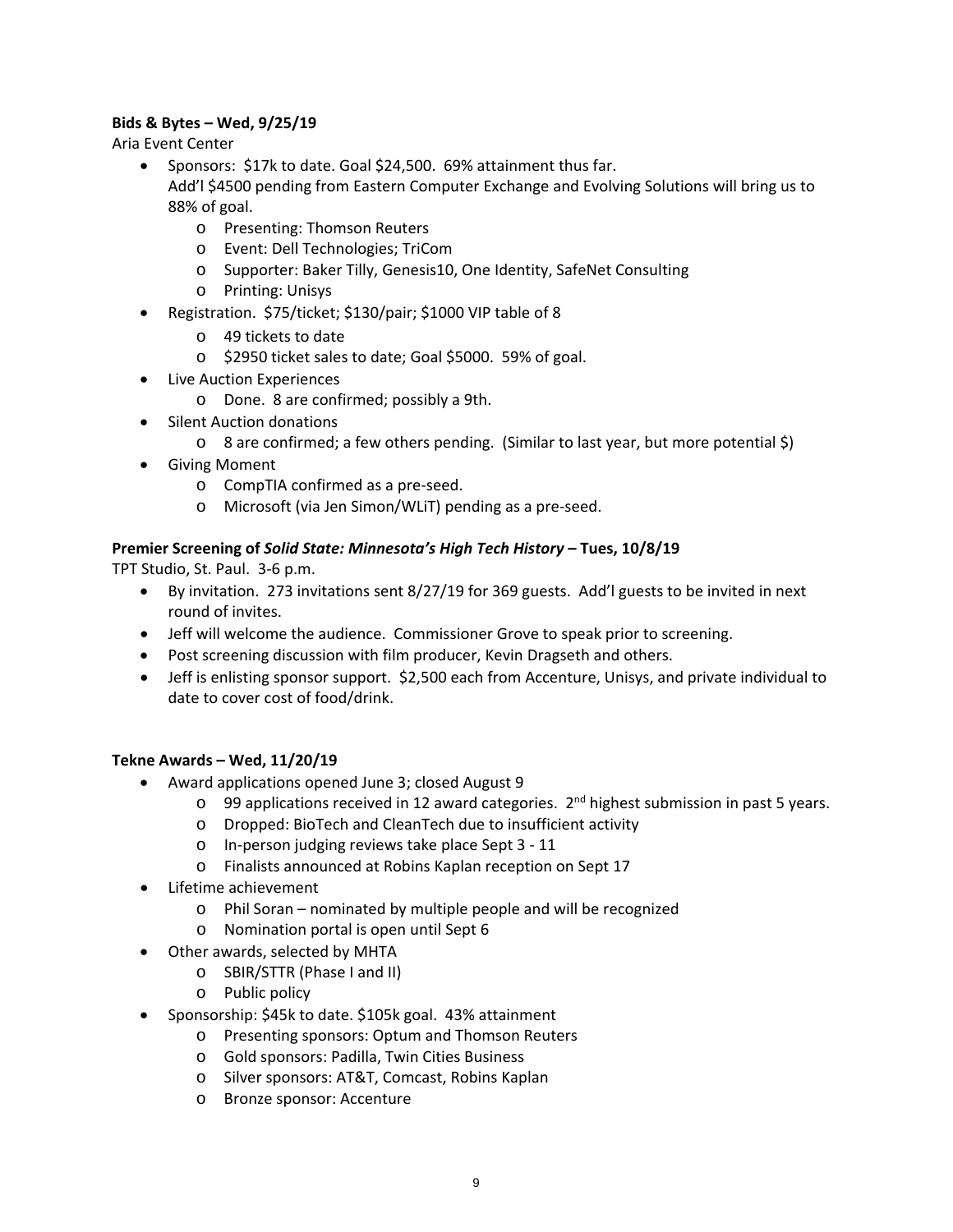**Bids & Bytes – Wed, 9/25/19**

Aria Event Center

- Sponsors: $17k to date. Goal $24,500. 69% attainment thus far.
  Add'l $4500 pending from Eastern Computer Exchange and Evolving Solutions will bring us to 88% of goal.
    - Presenting: Thomson Reuters
    - Event: Dell Technologies; TriCom
    - Supporter: Baker Tilly, Genesis10, One Identity, SafeNet Consulting
    - Printing: Unisys
- Registration. $75/ticket; $130/pair; $1000 VIP table of 8
    - 49 tickets to date
    - $2950 ticket sales to date; Goal $5000. 59% of goal.
- Live Auction Experiences
    - Done. 8 are confirmed; possibly a 9th.
- Silent Auction donations
    - 8 are confirmed; a few others pending. (Similar to last year, but more potential $)
- Giving Moment
    - CompTIA confirmed as a pre-seed.
    - Microsoft (via Jen Simon/WLiT) pending as a pre-seed.

**Premier Screening of *Solid State: Minnesota's High Tech History* – Tues, 10/8/19**

TPT Studio, St. Paul. 3-6 p.m.

- By invitation. 273 invitations sent 8/27/19 for 369 guests. Add'l guests to be invited in next round of invites.
- Jeff will welcome the audience. Commissioner Grove to speak prior to screening.
- Post screening discussion with film producer, Kevin Dragseth and others.
- Jeff is enlisting sponsor support. $2,500 each from Accenture, Unisys, and private individual to date to cover cost of food/drink.

**Tekne Awards – Wed, 11/20/19**

- Award applications opened June 3; closed August 9
    - 99 applications received in 12 award categories. 2nd highest submission in past 5 years.
    - Dropped: BioTech and CleanTech due to insufficient activity
    - In-person judging reviews take place Sept 3 - 11
    - Finalists announced at Robins Kaplan reception on Sept 17
- Lifetime achievement
    - Phil Soran – nominated by multiple people and will be recognized
    - Nomination portal is open until Sept 6
- Other awards, selected by MHTA
    - SBIR/STTR (Phase I and II)
    - Public policy
- Sponsorship: $45k to date. $105k goal. 43% attainment
    - Presenting sponsors: Optum and Thomson Reuters
    - Gold sponsors: Padilla, Twin Cities Business
    - Silver sponsors: AT&T, Comcast, Robins Kaplan
    - Bronze sponsor: Accenture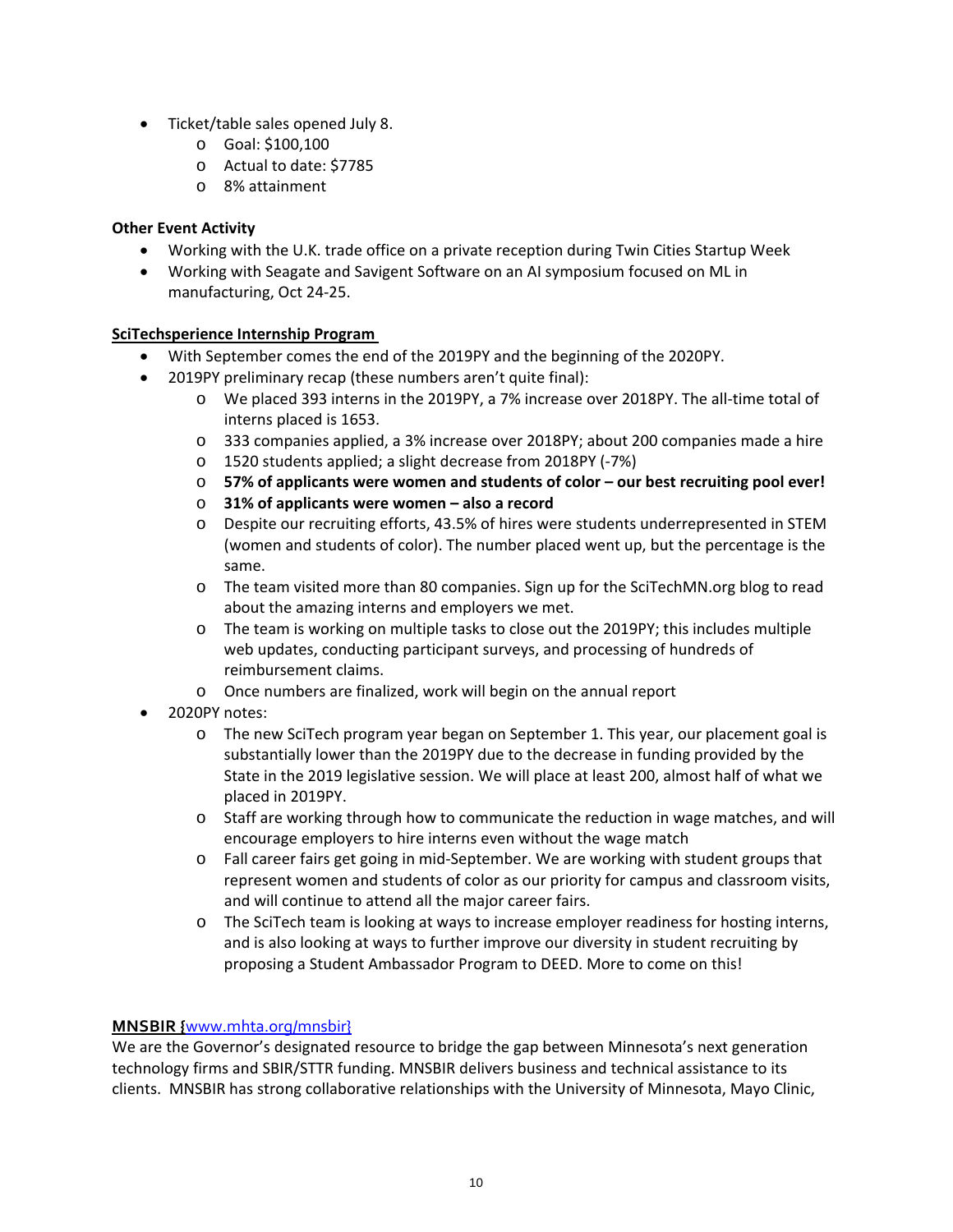- Ticket/table sales opened July 8.
  - Goal: $100,100
  - Actual to date: $7785
  - 8% attainment

**Other Event Activity**

- Working with the U.K. trade office on a private reception during Twin Cities Startup Week
- Working with Seagate and Savigent Software on an AI symposium focused on ML in manufacturing, Oct 24-25.

**SciTechsperience Internship Program**

- With September comes the end of the 2019PY and the beginning of the 2020PY.
- 2019PY preliminary recap (these numbers aren't quite final):
  - We placed 393 interns in the 2019PY, a 7% increase over 2018PY. The all-time total of interns placed is 1653.
  - 333 companies applied, a 3% increase over 2018PY; about 200 companies made a hire
  - 1520 students applied; a slight decrease from 2018PY (-7%)
  - **57% of applicants were women and students of color – our best recruiting pool ever!**
  - **31% of applicants were women – also a record**
  - Despite our recruiting efforts, 43.5% of hires were students underrepresented in STEM (women and students of color). The number placed went up, but the percentage is the same.
  - The team visited more than 80 companies. Sign up for the SciTechMN.org blog to read about the amazing interns and employers we met.
  - The team is working on multiple tasks to close out the 2019PY; this includes multiple web updates, conducting participant surveys, and processing of hundreds of reimbursement claims.
  - Once numbers are finalized, work will begin on the annual report
- 2020PY notes:
  - The new SciTech program year began on September 1. This year, our placement goal is substantially lower than the 2019PY due to the decrease in funding provided by the State in the 2019 legislative session. We will place at least 200, almost half of what we placed in 2019PY.
  - Staff are working through how to communicate the reduction in wage matches, and will encourage employers to hire interns even without the wage match
  - Fall career fairs get going in mid-September. We are working with student groups that represent women and students of color as our priority for campus and classroom visits, and will continue to attend all the major career fairs.
  - The SciTech team is looking at ways to increase employer readiness for hosting interns, and is also looking at ways to further improve our diversity in student recruiting by proposing a Student Ambassador Program to DEED. More to come on this!

**MNSBIR** {www.mhta.org/mnsbir}

We are the Governor's designated resource to bridge the gap between Minnesota's next generation technology firms and SBIR/STTR funding. MNSBIR delivers business and technical assistance to its clients. MNSBIR has strong collaborative relationships with the University of Minnesota, Mayo Clinic,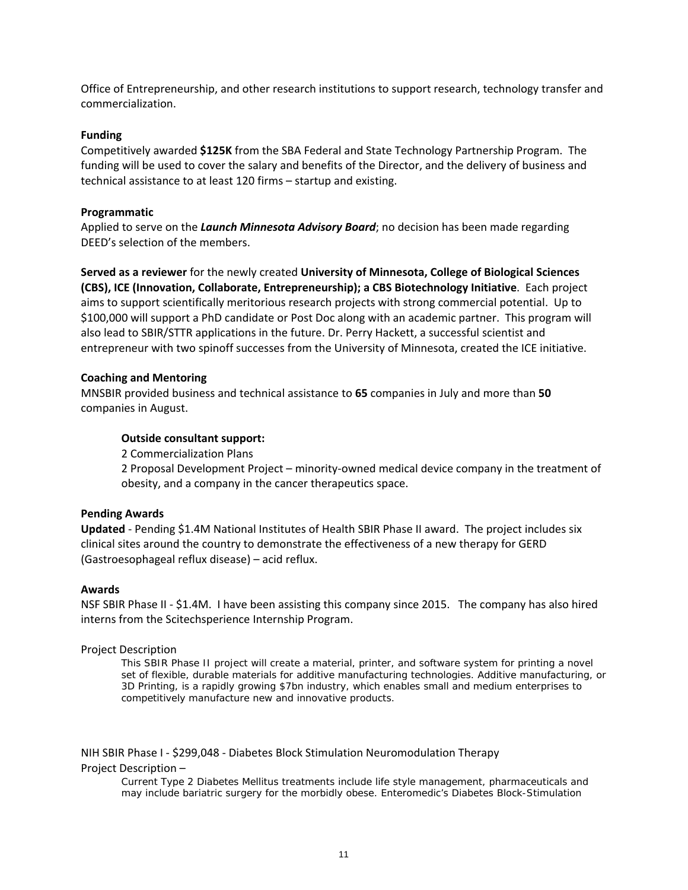Office of Entrepreneurship, and other research institutions to support research, technology transfer and commercialization.

**Funding**

Competitively awarded **$125K** from the SBA Federal and State Technology Partnership Program. The funding will be used to cover the salary and benefits of the Director, and the delivery of business and technical assistance to at least 120 firms – startup and existing.

**Programmatic**

Applied to serve on the ***Launch Minnesota Advisory Board***; no decision has been made regarding DEED's selection of the members.

**Served as a reviewer** for the newly created **University of Minnesota, College of Biological Sciences (CBS), ICE (Innovation, Collaborate, Entrepreneurship); a CBS Biotechnology Initiative**. Each project aims to support scientifically meritorious research projects with strong commercial potential. Up to $100,000 will support a PhD candidate or Post Doc along with an academic partner. This program will also lead to SBIR/STTR applications in the future. Dr. Perry Hackett, a successful scientist and entrepreneur with two spinoff successes from the University of Minnesota, created the ICE initiative.

**Coaching and Mentoring**

MNSBIR provided business and technical assistance to **65** companies in July and more than **50** companies in August.

> **Outside consultant support:**
>
> 2 Commercialization Plans
>
> 2 Proposal Development Project – minority-owned medical device company in the treatment of obesity, and a company in the cancer therapeutics space.

**Pending Awards**

**Updated** - Pending $1.4M National Institutes of Health SBIR Phase II award. The project includes six clinical sites around the country to demonstrate the effectiveness of a new therapy for GERD (Gastroesophageal reflux disease) – acid reflux.

**Awards**

NSF SBIR Phase II - $1.4M. I have been assisting this company since 2015. The company has also hired interns from the Scitechsperience Internship Program.

Project Description

> This SBIR Phase II project will create a material, printer, and software system for printing a novel set of flexible, durable materials for additive manufacturing technologies. Additive manufacturing, or 3D Printing, is a rapidly growing $7bn industry, which enables small and medium enterprises to competitively manufacture new and innovative products.

NIH SBIR Phase I - $299,048 - Diabetes Block Stimulation Neuromodulation Therapy

Project Description –

> Current Type 2 Diabetes Mellitus treatments include life style management, pharmaceuticals and may include bariatric surgery for the morbidly obese. Enteromedic's Diabetes Block-Stimulation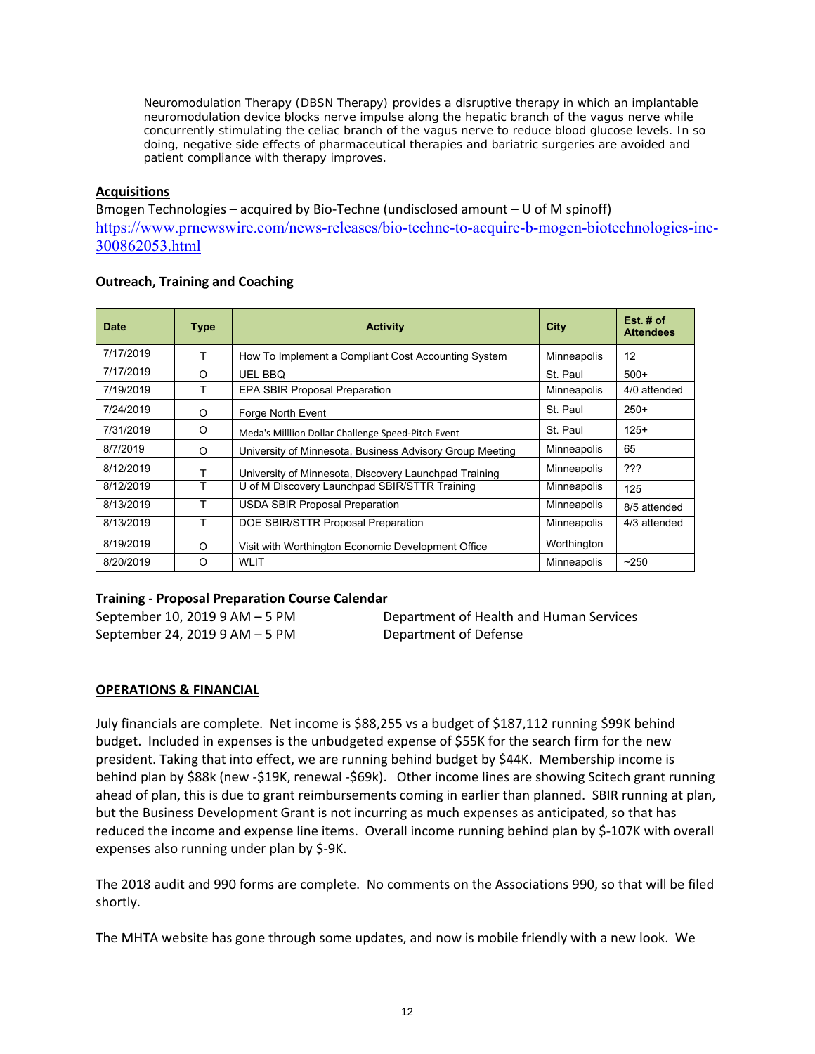Neuromodulation Therapy (DBSN Therapy) provides a disruptive therapy in which an implantable neuromodulation device blocks nerve impulse along the hepatic branch of the vagus nerve while concurrently stimulating the celiac branch of the vagus nerve to reduce blood glucose levels. In so doing, negative side effects of pharmaceutical therapies and bariatric surgeries are avoided and patient compliance with therapy improves.

**Acquisitions**

Bmogen Technologies – acquired by Bio-Techne (undisclosed amount – U of M spinoff)
https://www.prnewswire.com/news-releases/bio-techne-to-acquire-b-mogen-biotechnologies-inc-300862053.html

**Outreach, Training and Coaching**

| Date | Type | Activity | City | Est. # of Attendees |
|---|---|---|---|---|
| 7/17/2019 | T | How To Implement a Compliant Cost Accounting System | Minneapolis | 12 |
| 7/17/2019 | O | UEL BBQ | St. Paul | 500+ |
| 7/19/2019 | T | EPA SBIR Proposal Preparation | Minneapolis | 4/0 attended |
| 7/24/2019 | O | Forge North Event | St. Paul | 250+ |
| 7/31/2019 | O | Meda's Milllion Dollar Challenge Speed-Pitch Event | St. Paul | 125+ |
| 8/7/2019 | O | University of Minnesota, Business Advisory Group Meeting | Minneapolis | 65 |
| 8/12/2019 | T | University of Minnesota, Discovery Launchpad Training | Minneapolis | ??? |
| 8/12/2019 | T | U of M Discovery Launchpad SBIR/STTR Training | Minneapolis | 125 |
| 8/13/2019 | T | USDA SBIR Proposal Preparation | Minneapolis | 8/5 attended |
| 8/13/2019 | T | DOE SBIR/STTR Proposal Preparation | Minneapolis | 4/3 attended |
| 8/19/2019 | O | Visit with Worthington Economic Development Office | Worthington | |
| 8/20/2019 | O | WLIT | Minneapolis | ~250 |

**Training - Proposal Preparation Course Calendar**

September 10, 2019 9 AM – 5 PM — Department of Health and Human Services
September 24, 2019 9 AM – 5 PM — Department of Defense

## OPERATIONS & FINANCIAL

July financials are complete. Net income is $88,255 vs a budget of $187,112 running $99K behind budget. Included in expenses is the unbudgeted expense of $55K for the search firm for the new president. Taking that into effect, we are running behind budget by $44K. Membership income is behind plan by $88k (new -$19K, renewal -$69k). Other income lines are showing Scitech grant running ahead of plan, this is due to grant reimbursements coming in earlier than planned. SBIR running at plan, but the Business Development Grant is not incurring as much expenses as anticipated, so that has reduced the income and expense line items. Overall income running behind plan by $-107K with overall expenses also running under plan by $-9K.

The 2018 audit and 990 forms are complete. No comments on the Associations 990, so that will be filed shortly.

The MHTA website has gone through some updates, and now is mobile friendly with a new look. We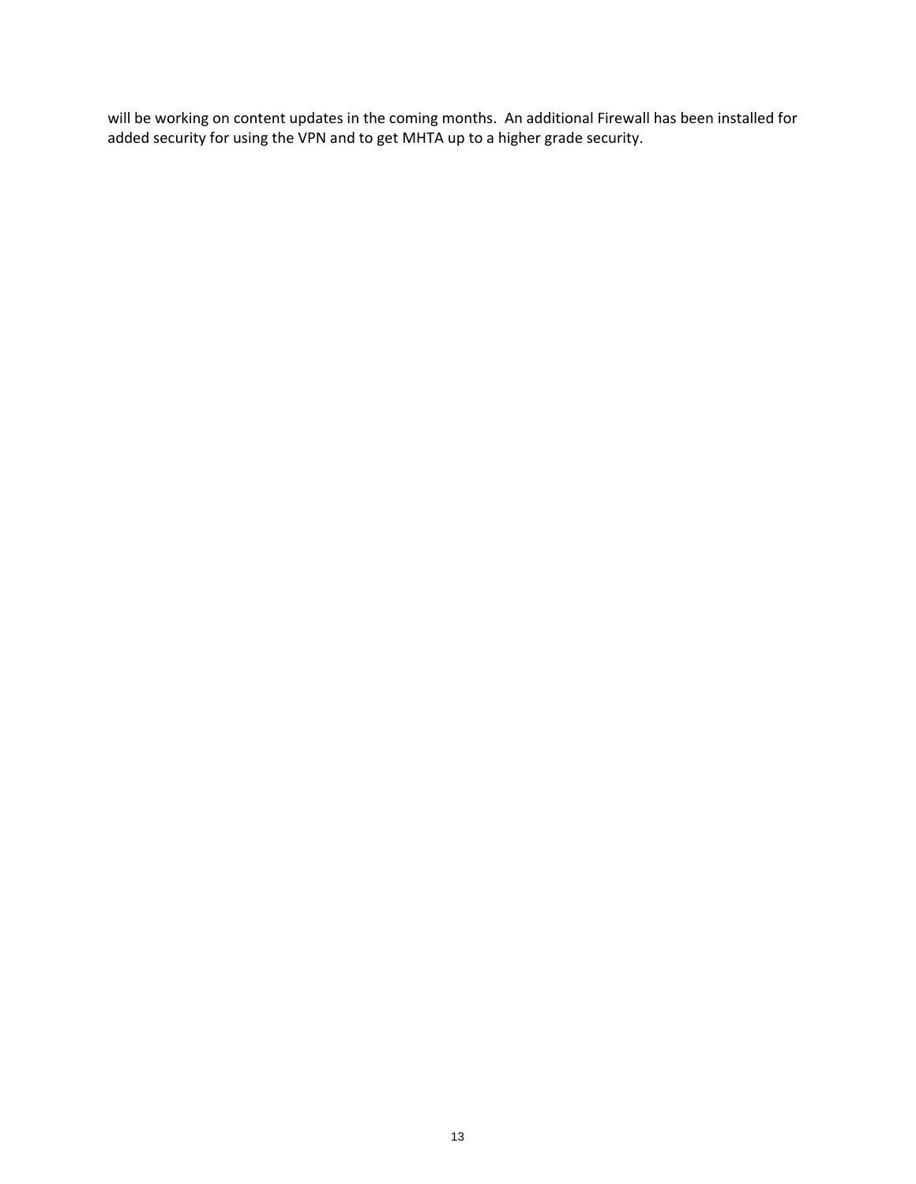will be working on content updates in the coming months.  An additional Firewall has been installed for added security for using the VPN and to get MHTA up to a higher grade security.